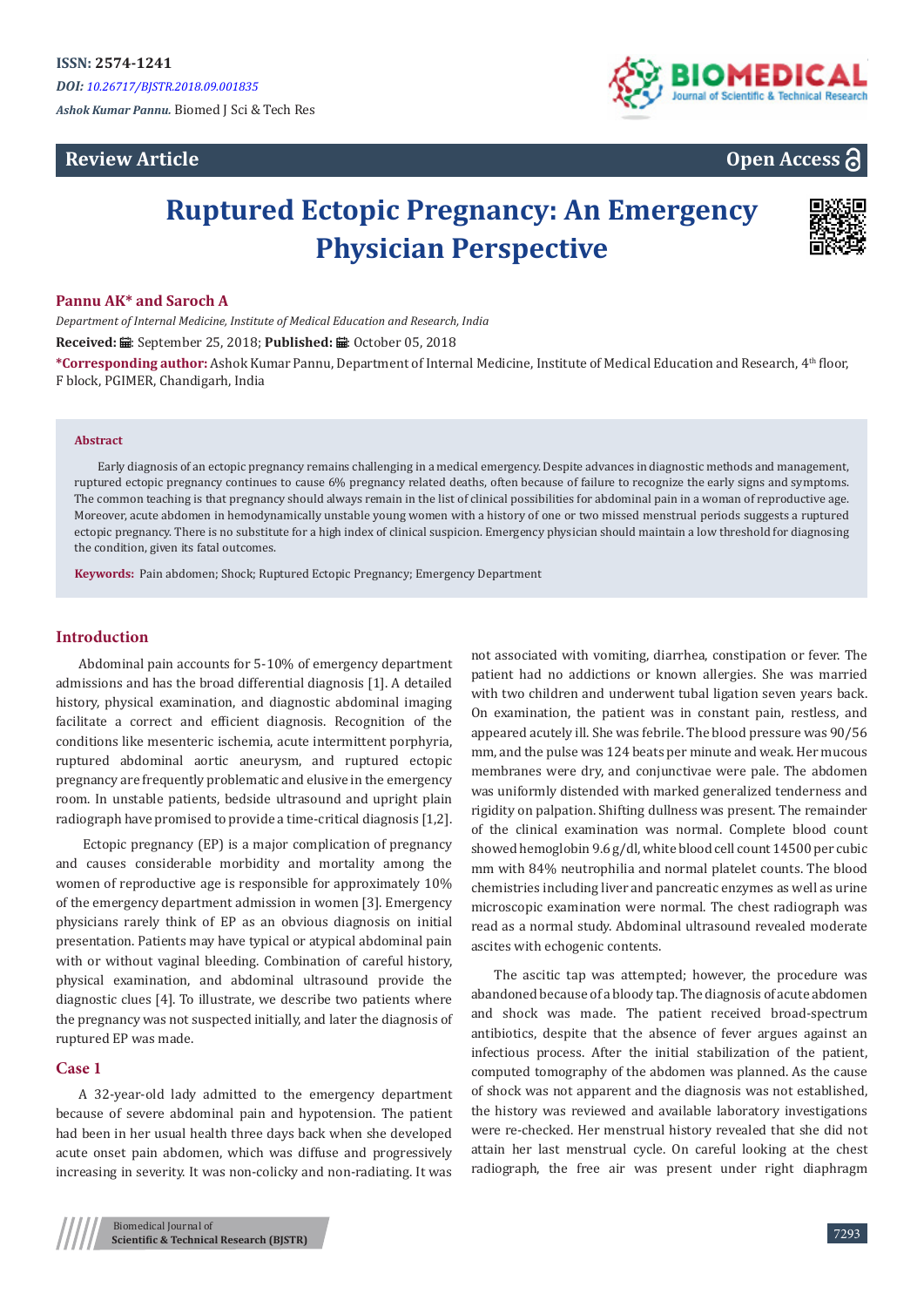ISSN: 2574-1241

*DOI: 10.26717/BJSTR.2018.09.001835*

*Ashok Kumar Pannu.* Biomed J Sci & Tech Res

**Review Article**

**Open Access**

# Ruptured Ectopic Pregnancy: An Emergency Physician Perspective

**Pannu AK\* and Saroch A**

*Department of Internal Medicine, Institute of Medical Education and Research, India*

**Received:** September 25, 2018; **Published:** October 05, 2018

**\*Corresponding author:** Ashok Kumar Pannu, Department of Internal Medicine, Institute of Medical Education and Research, 4th floor, F block, PGIMER, Chandigarh, India

### Abstract

Early diagnosis of an ectopic pregnancy remains challenging in a medical emergency. Despite advances in diagnostic methods and management, ruptured ectopic pregnancy continues to cause 6% pregnancy related deaths, often because of failure to recognize the early signs and symptoms. The common teaching is that pregnancy should always remain in the list of clinical possibilities for abdominal pain in a woman of reproductive age. Moreover, acute abdomen in hemodynamically unstable young women with a history of one or two missed menstrual periods suggests a ruptured ectopic pregnancy. There is no substitute for a high index of clinical suspicion. Emergency physician should maintain a low threshold for diagnosing the condition, given its fatal outcomes.

**Keywords:** Pain abdomen; Shock; Ruptured Ectopic Pregnancy; Emergency Department

## Introduction

Abdominal pain accounts for 5-10% of emergency department admissions and has the broad differential diagnosis [1]. A detailed history, physical examination, and diagnostic abdominal imaging facilitate a correct and efficient diagnosis. Recognition of the conditions like mesenteric ischemia, acute intermittent porphyria, ruptured abdominal aortic aneurysm, and ruptured ectopic pregnancy are frequently problematic and elusive in the emergency room. In unstable patients, bedside ultrasound and upright plain radiograph have promised to provide a time-critical diagnosis [1,2].

Ectopic pregnancy (EP) is a major complication of pregnancy and causes considerable morbidity and mortality among the women of reproductive age is responsible for approximately 10% of the emergency department admission in women [3]. Emergency physicians rarely think of EP as an obvious diagnosis on initial presentation. Patients may have typical or atypical abdominal pain with or without vaginal bleeding. Combination of careful history, physical examination, and abdominal ultrasound provide the diagnostic clues [4]. To illustrate, we describe two patients where the pregnancy was not suspected initially, and later the diagnosis of ruptured EP was made.

## Case 1

A 32-year-old lady admitted to the emergency department because of severe abdominal pain and hypotension. The patient had been in her usual health three days back when she developed acute onset pain abdomen, which was diffuse and progressively increasing in severity. It was non-colicky and non-radiating. It was not associated with vomiting, diarrhea, constipation or fever. The patient had no addictions or known allergies. She was married with two children and underwent tubal ligation seven years back. On examination, the patient was in constant pain, restless, and appeared acutely ill. She was febrile. The blood pressure was 90/56 mm, and the pulse was 124 beats per minute and weak. Her mucous membranes were dry, and conjunctivae were pale. The abdomen was uniformly distended with marked generalized tenderness and rigidity on palpation. Shifting dullness was present. The remainder of the clinical examination was normal. Complete blood count showed hemoglobin 9.6 g/dl, white blood cell count 14500 per cubic mm with 84% neutrophilia and normal platelet counts. The blood chemistries including liver and pancreatic enzymes as well as urine microscopic examination were normal. The chest radiograph was read as a normal study. Abdominal ultrasound revealed moderate ascites with echogenic contents.

The ascitic tap was attempted; however, the procedure was abandoned because of a bloody tap. The diagnosis of acute abdomen and shock was made. The patient received broad-spectrum antibiotics, despite that the absence of fever argues against an infectious process. After the initial stabilization of the patient, computed tomography of the abdomen was planned. As the cause of shock was not apparent and the diagnosis was not established, the history was reviewed and available laboratory investigations were re-checked. Her menstrual history revealed that she did not attain her last menstrual cycle. On careful looking at the chest radiograph, the free air was present under right diaphragm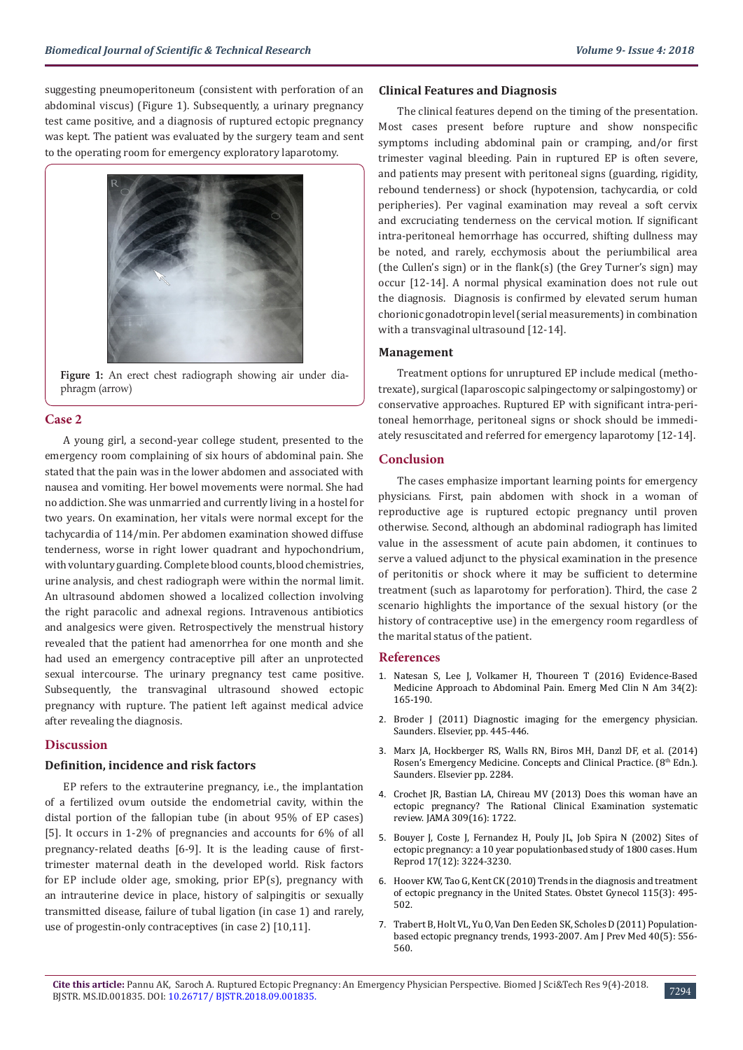suggesting pneumoperitoneum (consistent with perforation of an abdominal viscus) (Figure 1). Subsequently, a urinary pregnancy test came positive, and a diagnosis of ruptured ectopic pregnancy was kept. The patient was evaluated by the surgery team and sent to the operating room for emergency exploratory laparotomy.

**Figure 1:** An erect chest radiograph showing air under diaphragm (arrow)

## Case 2

A young girl, a second-year college student, presented to the emergency room complaining of six hours of abdominal pain. She stated that the pain was in the lower abdomen and associated with nausea and vomiting. Her bowel movements were normal. She had no addiction. She was unmarried and currently living in a hostel for two years. On examination, her vitals were normal except for the tachycardia of 114/min. Per abdomen examination showed diffuse tenderness, worse in right lower quadrant and hypochondrium, with voluntary guarding. Complete blood counts, blood chemistries, urine analysis, and chest radiograph were within the normal limit. An ultrasound abdomen showed a localized collection involving the right paracolic and adnexal regions. Intravenous antibiotics and analgesics were given. Retrospectively the menstrual history revealed that the patient had amenorrhea for one month and she had used an emergency contraceptive pill after an unprotected sexual intercourse. The urinary pregnancy test came positive. Subsequently, the transvaginal ultrasound showed ectopic pregnancy with rupture. The patient left against medical advice after revealing the diagnosis.

## Discussion

### Definition, incidence and risk factors

EP refers to the extrauterine pregnancy, i.e., the implantation of a fertilized ovum outside the endometrial cavity, within the distal portion of the fallopian tube (in about 95% of EP cases) [5]. It occurs in 1-2% of pregnancies and accounts for 6% of all pregnancy-related deaths [6-9]. It is the leading cause of first-trimester maternal death in the developed world. Risk factors for EP include older age, smoking, prior EP(s), pregnancy with an intrauterine device in place, history of salpingitis or sexually transmitted disease, failure of tubal ligation (in case 1) and rarely, use of progestin-only contraceptives (in case 2) [10,11].

### Clinical Features and Diagnosis

The clinical features depend on the timing of the presentation. Most cases present before rupture and show nonspecific symptoms including abdominal pain or cramping, and/or first trimester vaginal bleeding. Pain in ruptured EP is often severe, and patients may present with peritoneal signs (guarding, rigidity, rebound tenderness) or shock (hypotension, tachycardia, or cold peripheries). Per vaginal examination may reveal a soft cervix and excruciating tenderness on the cervical motion. If significant intra-peritoneal hemorrhage has occurred, shifting dullness may be noted, and rarely, ecchymosis about the periumbilical area (the Cullen's sign) or in the flank(s) (the Grey Turner's sign) may occur [12-14]. A normal physical examination does not rule out the diagnosis. Diagnosis is confirmed by elevated serum human chorionic gonadotropin level (serial measurements) in combination with a transvaginal ultrasound [12-14].

### Management

Treatment options for unruptured EP include medical (methotrexate), surgical (laparoscopic salpingectomy or salpingostomy) or conservative approaches. Ruptured EP with significant intra-peritoneal hemorrhage, peritoneal signs or shock should be immediately resuscitated and referred for emergency laparotomy [12-14].

## Conclusion

The cases emphasize important learning points for emergency physicians. First, pain abdomen with shock in a woman of reproductive age is ruptured ectopic pregnancy until proven otherwise. Second, although an abdominal radiograph has limited value in the assessment of acute pain abdomen, it continues to serve a valued adjunct to the physical examination in the presence of peritonitis or shock where it may be sufficient to determine treatment (such as laparotomy for perforation). Third, the case 2 scenario highlights the importance of the sexual history (or the history of contraceptive use) in the emergency room regardless of the marital status of the patient.

## References

1. Natesan S, Lee J, Volkamer H, Thoureen T (2016) Evidence-Based Medicine Approach to Abdominal Pain. Emerg Med Clin N Am 34(2): 165-190.
2. Broder J (2011) Diagnostic imaging for the emergency physician. Saunders. Elsevier, pp. 445-446.
3. Marx JA, Hockberger RS, Walls RN, Biros MH, Danzl DF, et al. (2014) Rosen's Emergency Medicine. Concepts and Clinical Practice. (8th Edn.). Saunders. Elsevier pp. 2284.
4. Crochet JR, Bastian LA, Chireau MV (2013) Does this woman have an ectopic pregnancy? The Rational Clinical Examination systematic review. JAMA 309(16): 1722.
5. Bouyer J, Coste J, Fernandez H, Pouly JL, Job Spira N (2002) Sites of ectopic pregnancy: a 10 year populationbased study of 1800 cases. Hum Reprod 17(12): 3224-3230.
6. Hoover KW, Tao G, Kent CK (2010) Trends in the diagnosis and treatment of ectopic pregnancy in the United States. Obstet Gynecol 115(3): 495-502.
7. Trabert B, Holt VL, Yu O, Van Den Eeden SK, Scholes D (2011) Population-based ectopic pregnancy trends, 1993-2007. Am J Prev Med 40(5): 556-560.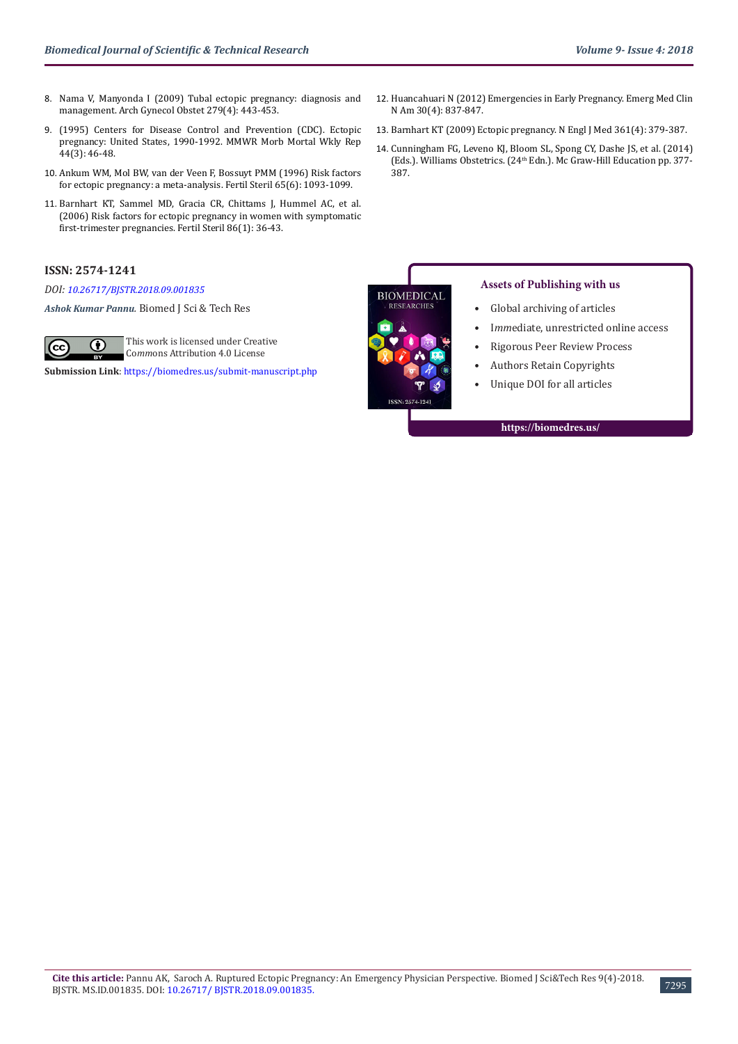8. Nama V, Manyonda I (2009) Tubal ectopic pregnancy: diagnosis and management. Arch Gynecol Obstet 279(4): 443-453.

9. (1995) Centers for Disease Control and Prevention (CDC). Ectopic pregnancy: United States, 1990-1992. MMWR Morb Mortal Wkly Rep 44(3): 46-48.

10. Ankum WM, Mol BW, van der Veen F, Bossuyt PMM (1996) Risk factors for ectopic pregnancy: a meta-analysis. Fertil Steril 65(6): 1093-1099.

11. Barnhart KT, Sammel MD, Gracia CR, Chittams J, Hummel AC, et al. (2006) Risk factors for ectopic pregnancy in women with symptomatic first-trimester pregnancies. Fertil Steril 86(1): 36-43.

12. Huancahuari N (2012) Emergencies in Early Pregnancy. Emerg Med Clin N Am 30(4): 837-847.

13. Barnhart KT (2009) Ectopic pregnancy. N Engl J Med 361(4): 379-387.

14. Cunningham FG, Leveno KJ, Bloom SL, Spong CY, Dashe JS, et al. (2014) (Eds.). Williams Obstetrics. (24th Edn.). Mc Graw-Hill Education pp. 377-387.

**ISSN: 2574-1241**

*DOI: 10.26717/BJSTR.2018.09.001835*

***Ashok Kumar Pannu.*** Biomed J Sci & Tech Res

This work is licensed under Creative Commons Attribution 4.0 License

**Submission Link**: https://biomedres.us/submit-manuscript.php

BIOMEDICAL RESEARCHES

ISSN: 2574-1241

**Assets of Publishing with us**

- Global archiving of articles
- Immediate, unrestricted online access
- Rigorous Peer Review Process
- Authors Retain Copyrights
- Unique DOI for all articles

**https://biomedres.us/**

**Cite this article:** Pannu AK, Saroch A. Ruptured Ectopic Pregnancy: An Emergency Physician Perspective. Biomed J Sci&Tech Res 9(4)-2018. BJSTR. MS.ID.001835. DOI: 10.26717/ BJSTR.2018.09.001835.